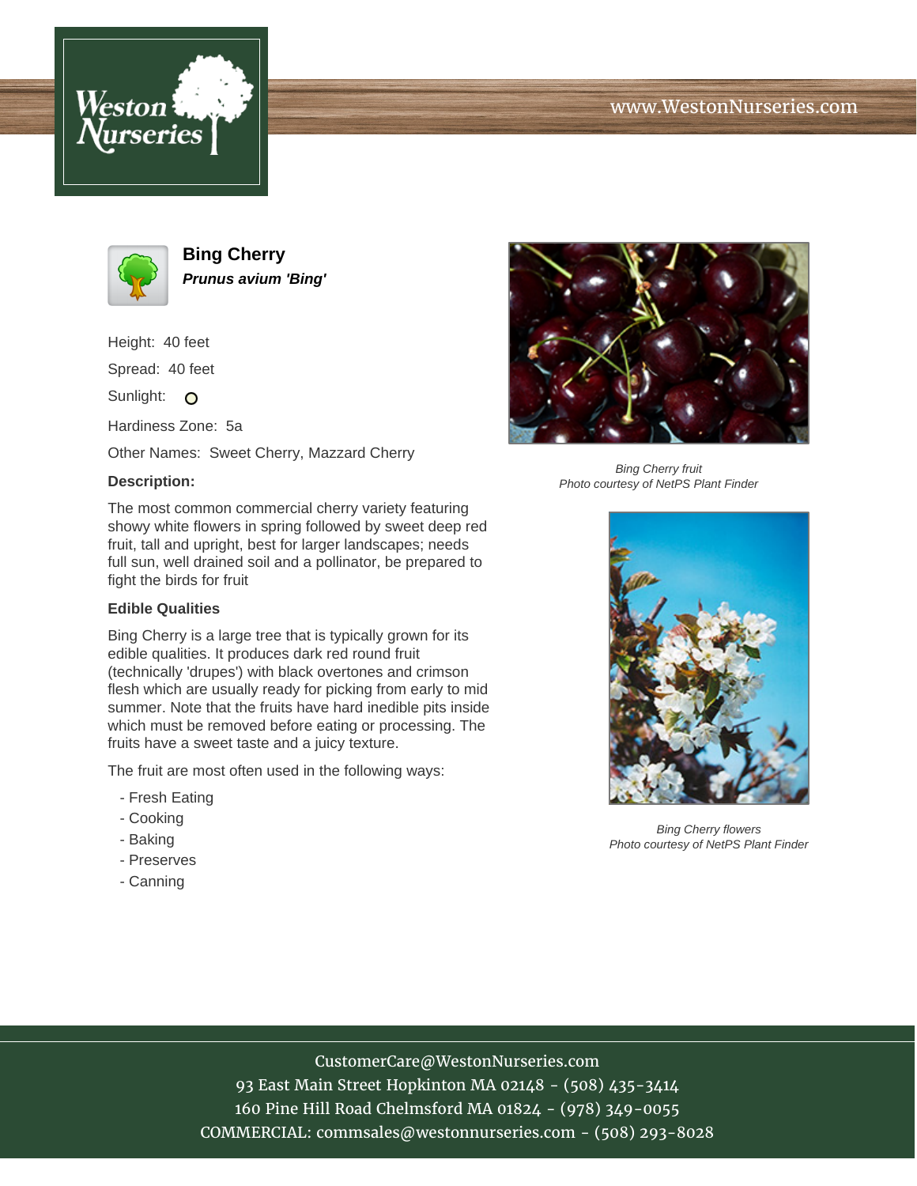# Bing Cherry

***Prunus avium 'Bing'***

Height: 40 feet

Spread: 40 feet

Sunlight: ○

Hardiness Zone: 5a

Other Names: Sweet Cherry, Mazzard Cherry

**Description:**

The most common commercial cherry variety featuring showy white flowers in spring followed by sweet deep red fruit, tall and upright, best for larger landscapes; needs full sun, well drained soil and a pollinator, be prepared to fight the birds for fruit

**Edible Qualities**

Bing Cherry is a large tree that is typically grown for its edible qualities. It produces dark red round fruit (technically 'drupes') with black overtones and crimson flesh which are usually ready for picking from early to mid summer. Note that the fruits have hard inedible pits inside which must be removed before eating or processing. The fruits have a sweet taste and a juicy texture.

The fruit are most often used in the following ways:

- Fresh Eating
- Cooking
- Baking
- Preserves
- Canning

*Bing Cherry fruit*
*Photo courtesy of NetPS Plant Finder*

*Bing Cherry flowers*
*Photo courtesy of NetPS Plant Finder*

CustomerCare@WestonNurseries.com
93 East Main Street Hopkinton MA 02148 - (508) 435-3414
160 Pine Hill Road Chelmsford MA 01824 - (978) 349-0055
COMMERCIAL: commsales@westonnurseries.com - (508) 293-8028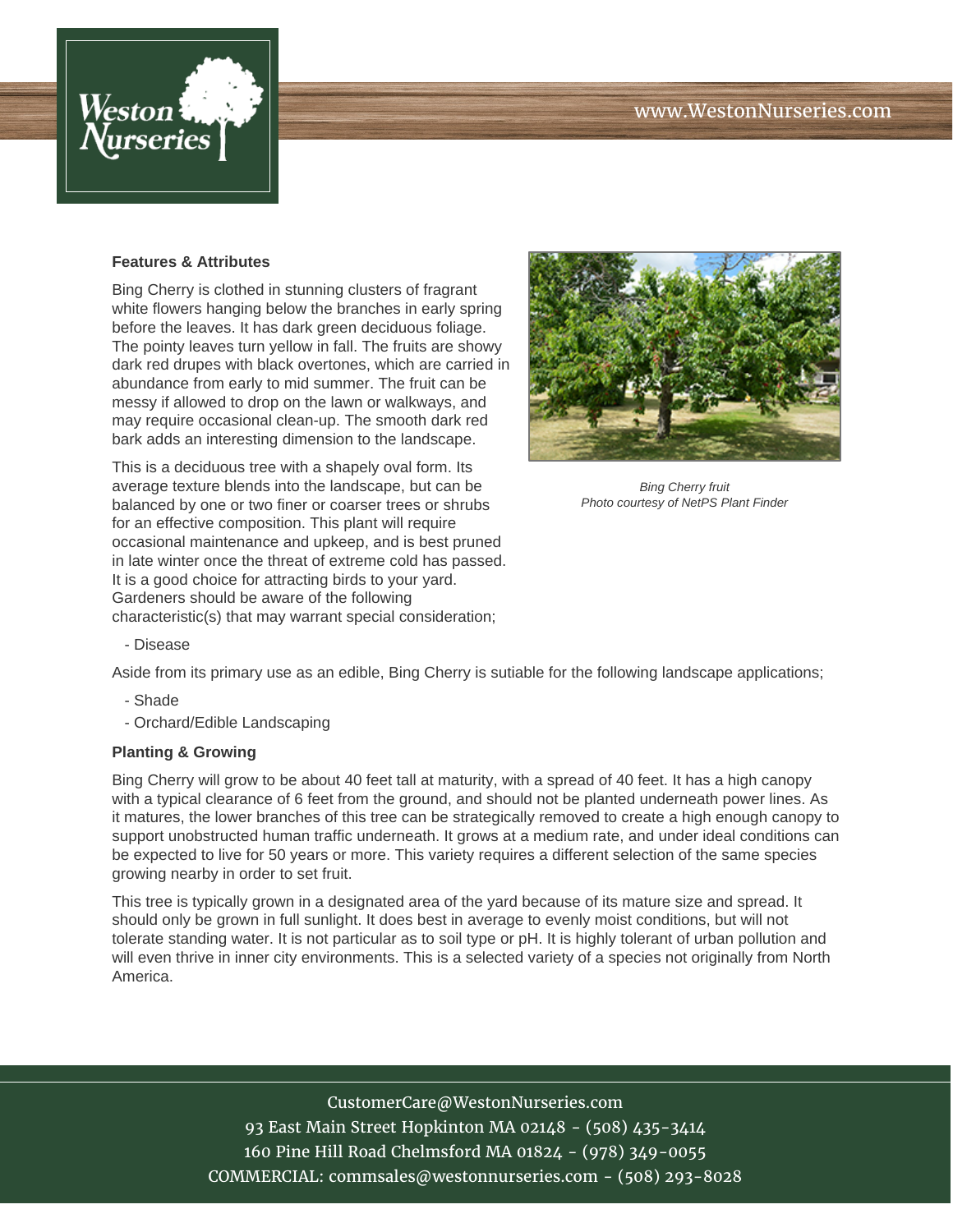#### Features & Attributes

Bing Cherry is clothed in stunning clusters of fragrant white flowers hanging below the branches in early spring before the leaves. It has dark green deciduous foliage. The pointy leaves turn yellow in fall. The fruits are showy dark red drupes with black overtones, which are carried in abundance from early to mid summer. The fruit can be messy if allowed to drop on the lawn or walkways, and may require occasional clean-up. The smooth dark red bark adds an interesting dimension to the landscape.

This is a deciduous tree with a shapely oval form. Its average texture blends into the landscape, but can be balanced by one or two finer or coarser trees or shrubs for an effective composition. This plant will require occasional maintenance and upkeep, and is best pruned in late winter once the threat of extreme cold has passed. It is a good choice for attracting birds to your yard. Gardeners should be aware of the following characteristic(s) that may warrant special consideration;

- Disease

Aside from its primary use as an edible, Bing Cherry is sutiable for the following landscape applications;

- Shade
- Orchard/Edible Landscaping

*Bing Cherry fruit*
*Photo courtesy of NetPS Plant Finder*

#### Planting & Growing

Bing Cherry will grow to be about 40 feet tall at maturity, with a spread of 40 feet. It has a high canopy with a typical clearance of 6 feet from the ground, and should not be planted underneath power lines. As it matures, the lower branches of this tree can be strategically removed to create a high enough canopy to support unobstructed human traffic underneath. It grows at a medium rate, and under ideal conditions can be expected to live for 50 years or more. This variety requires a different selection of the same species growing nearby in order to set fruit.

This tree is typically grown in a designated area of the yard because of its mature size and spread. It should only be grown in full sunlight. It does best in average to evenly moist conditions, but will not tolerate standing water. It is not particular as to soil type or pH. It is highly tolerant of urban pollution and will even thrive in inner city environments. This is a selected variety of a species not originally from North America.